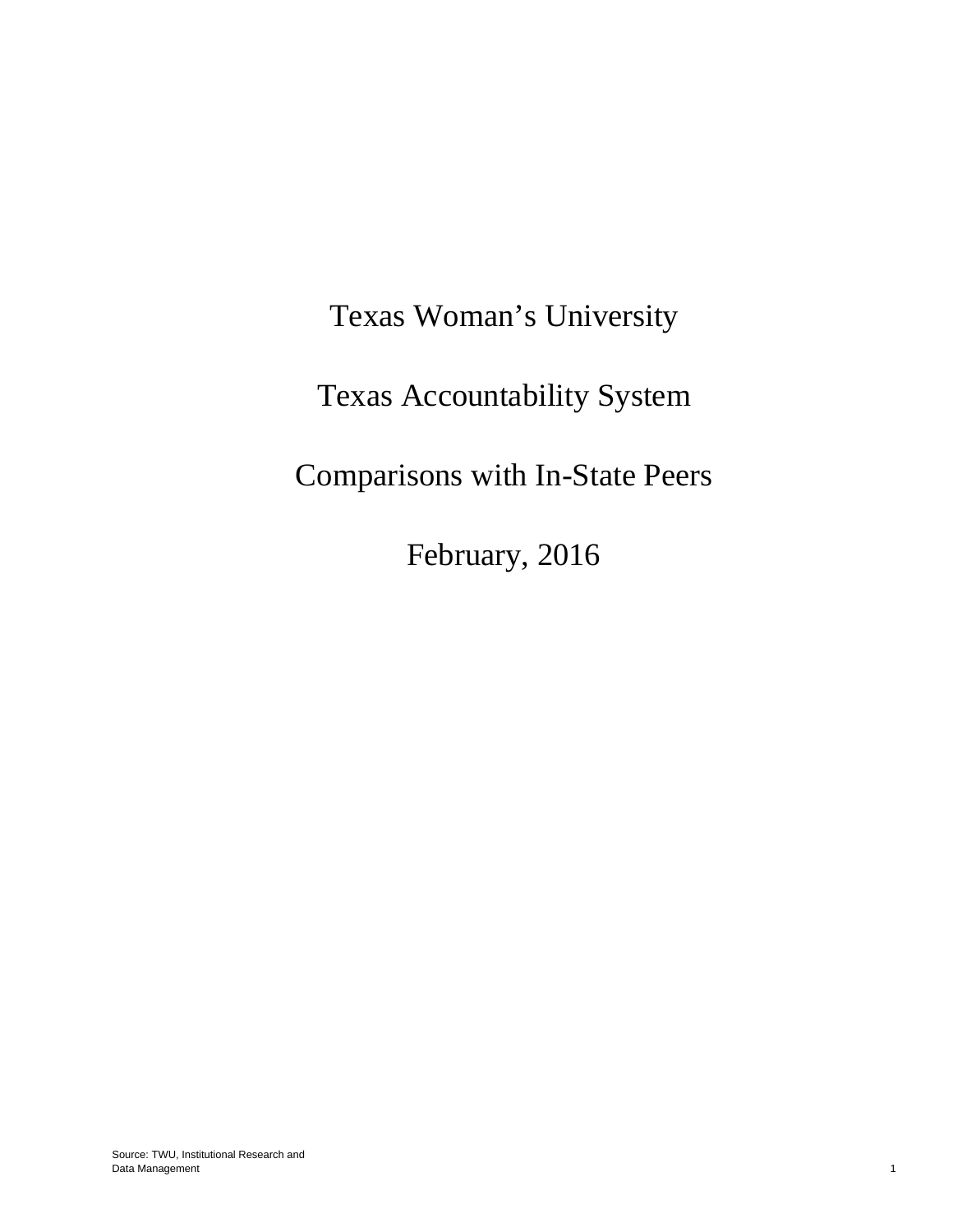# Texas Woman's University

# Texas Accountability System

# Comparisons with In-State Peers

# February, 2016

Source: TWU, Institutional Research and Data Management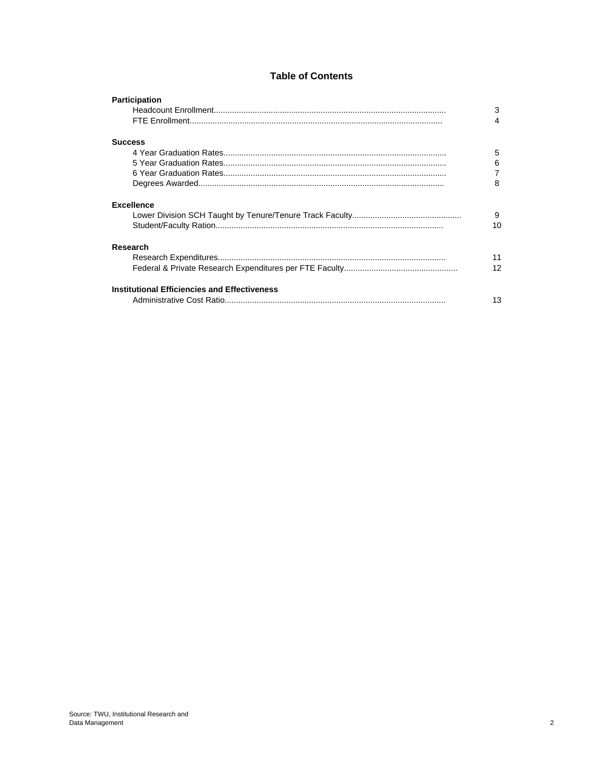# Table of Contents

| | |
|---|---|
| **Participation** | |
| Headcount Enrollment | 3 |
| FTE Enrollment | 4 |
| **Success** | |
| 4 Year Graduation Rates | 5 |
| 5 Year Graduation Rates | 6 |
| 6 Year Graduation Rates | 7 |
| Degrees Awarded | 8 |
| **Excellence** | |
| Lower Division SCH Taught by Tenure/Tenure Track Faculty | 9 |
| Student/Faculty Ration | 10 |
| **Research** | |
| Research Expenditures | 11 |
| Federal & Private Research Expenditures per FTE Faculty | 12 |
| **Institutional Efficiencies and Effectiveness** | |
| Administrative Cost Ratio | 13 |

Source: TWU, Institutional Research and Data Management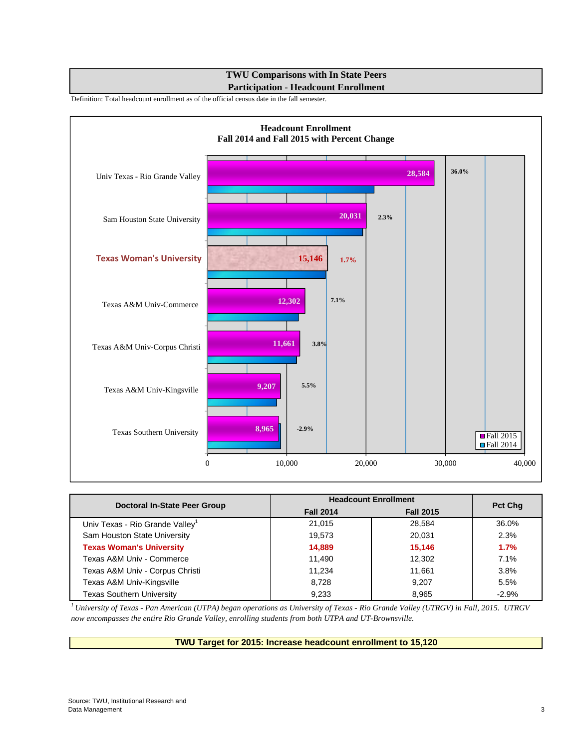# TWU Comparisons with In State Peers
## Participation - Headcount Enrollment

Definition: Total headcount enrollment as of the official census date in the fall semester.

**Headcount Enrollment**
**Fall 2014 and Fall 2015 with Percent Change**

| Doctoral In-State Peer Group | Headcount Enrollment | | Pct Chg |
|---|---|---|---|
| | Fall 2014 | Fall 2015 | |
| Univ Texas - Rio Grande Valley[1] | 21,015 | 28,584 | 36.0% |
| Sam Houston State University | 19,573 | 20,031 | 2.3% |
| **Texas Woman's University** | **14,889** | **15,146** | **1.7%** |
| Texas A&M Univ - Commerce | 11,490 | 12,302 | 7.1% |
| Texas A&M Univ - Corpus Christi | 11,234 | 11,661 | 3.8% |
| Texas A&M Univ-Kingsville | 8,728 | 9,207 | 5.5% |
| Texas Southern University | 9,233 | 8,965 | -2.9% |

[1] *University of Texas - Pan American (UTPA) began operations as University of Texas - Rio Grande Valley (UTRGV) in Fall, 2015. UTRGV now encompasses the entire Rio Grande Valley, enrolling students from both UTPA and UT-Brownsville.*

**TWU Target for 2015: Increase headcount enrollment to 15,120**

Source: TWU, Institutional Research and Data Management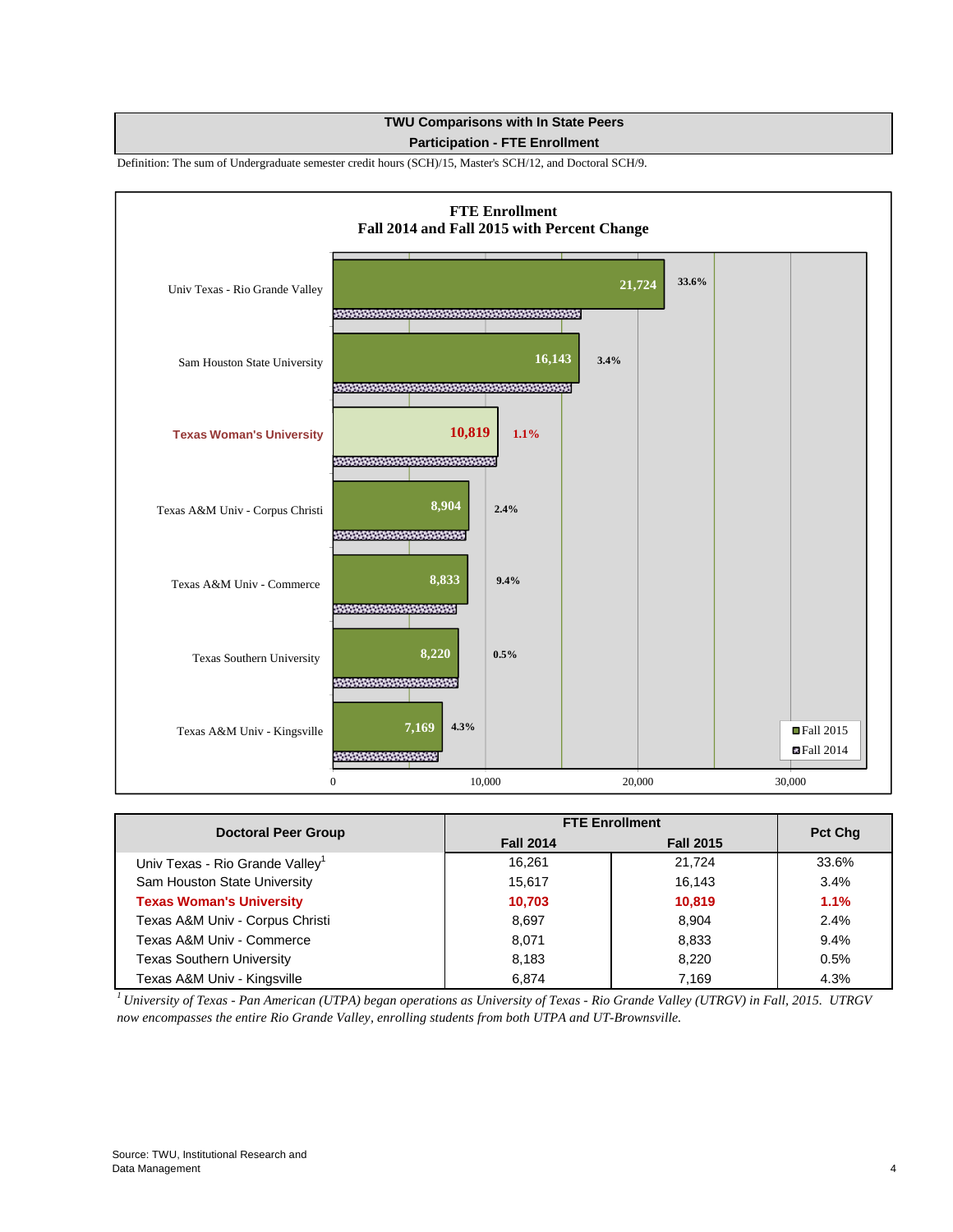## TWU Comparisons with In State Peers
### Participation - FTE Enrollment

Definition: The sum of Undergraduate semester credit hours (SCH)/15, Master's SCH/12, and Doctoral SCH/9.

**FTE Enrollment**
**Fall 2014 and Fall 2015 with Percent Change**

| Institution | Fall 2015 | Pct Chg |
|---|---|---|
| Univ Texas - Rio Grande Valley | 21,724 | 33.6% |
| Sam Houston State University | 16,143 | 3.4% |
| Texas Woman's University | 10,819 | 1.1% |
| Texas A&M Univ - Corpus Christi | 8,904 | 2.4% |
| Texas A&M Univ - Commerce | 8,833 | 9.4% |
| Texas Southern University | 8,220 | 0.5% |
| Texas A&M Univ - Kingsville | 7,169 | 4.3% |

Legend: Fall 2015, Fall 2014

| Doctoral Peer Group | FTE Enrollment | | Pct Chg |
|---|---|---|---|
| | Fall 2014 | Fall 2015 | |
| Univ Texas - Rio Grande Valley[1] | 16,261 | 21,724 | 33.6% |
| Sam Houston State University | 15,617 | 16,143 | 3.4% |
| **Texas Woman's University** | **10,703** | **10,819** | **1.1%** |
| Texas A&M Univ - Corpus Christi | 8,697 | 8,904 | 2.4% |
| Texas A&M Univ - Commerce | 8,071 | 8,833 | 9.4% |
| Texas Southern University | 8,183 | 8,220 | 0.5% |
| Texas A&M Univ - Kingsville | 6,874 | 7,169 | 4.3% |

*[1] University of Texas - Pan American (UTPA) began operations as University of Texas - Rio Grande Valley (UTRGV) in Fall, 2015. UTRGV now encompasses the entire Rio Grande Valley, enrolling students from both UTPA and UT-Brownsville.*

Source: TWU, Institutional Research and Data Management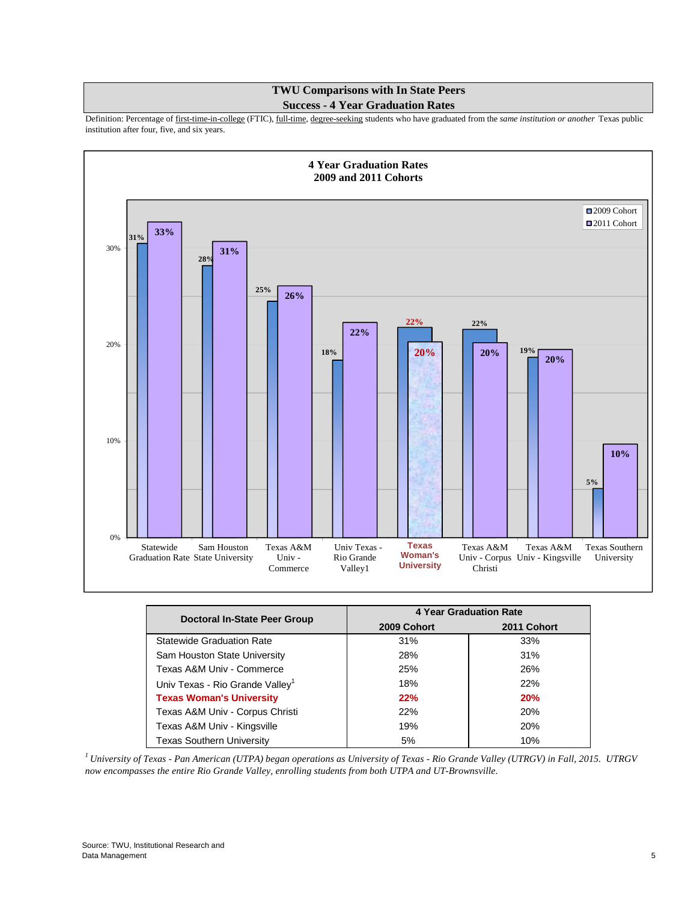# TWU Comparisons with In State Peers
## Success - 4 Year Graduation Rates

Definition: Percentage of first-time-in-college (FTIC), full-time, degree-seeking students who have graduated from the *same institution or another* Texas public institution after four, five, and six years.

**4 Year Graduation Rates**
**2009 and 2011 Cohorts**

| Doctoral In-State Peer Group | 4 Year Graduation Rate | |
|---|---|---|
| | 2009 Cohort | 2011 Cohort |
| Statewide Graduation Rate | 31% | 33% |
| Sam Houston State University | 28% | 31% |
| Texas A&M Univ - Commerce | 25% | 26% |
| Univ Texas - Rio Grande Valley[1] | 18% | 22% |
| **Texas Woman's University** | **22%** | **20%** |
| Texas A&M Univ - Corpus Christi | 22% | 20% |
| Texas A&M Univ - Kingsville | 19% | 20% |
| Texas Southern University | 5% | 10% |

[1] *University of Texas - Pan American (UTPA) began operations as University of Texas - Rio Grande Valley (UTRGV) in Fall, 2015. UTRGV now encompasses the entire Rio Grande Valley, enrolling students from both UTPA and UT-Brownsville.*

Source: TWU, Institutional Research and Data Management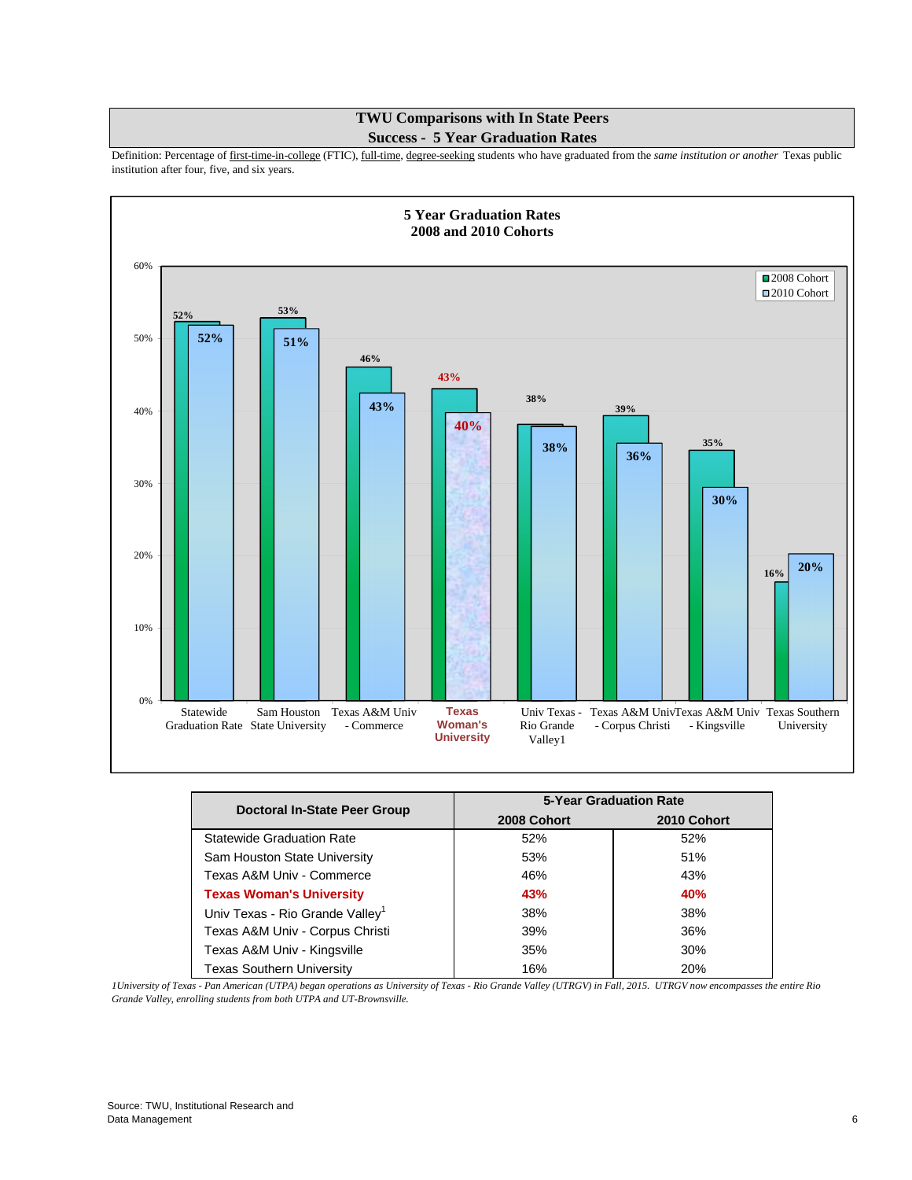## TWU Comparisons with In State Peers

## Success - 5 Year Graduation Rates

Definition: Percentage of first-time-in-college (FTIC), full-time, degree-seeking students who have graduated from the *same institution or another* Texas public institution after four, five, and six years.

### 5 Year Graduation Rates
### 2008 and 2010 Cohorts

| Institution | 2008 Cohort | 2010 Cohort |
|---|---|---|
| Statewide Graduation Rate | 52% | 52% |
| Sam Houston State University | 53% | 51% |
| Texas A&M Univ - Commerce | 46% | 43% |
| **Texas Woman's University** | **43%** | **40%** |
| Univ Texas - Rio Grande Valley1 | 38% | 38% |
| Texas A&M Univ - Corpus Christi | 39% | 36% |
| Texas A&M Univ - Kingsville | 35% | 30% |
| Texas Southern University | 16% | 20% |

| Doctoral In-State Peer Group | 5-Year Graduation Rate | |
|---|---|---|
| | 2008 Cohort | 2010 Cohort |
| Statewide Graduation Rate | 52% | 52% |
| Sam Houston State University | 53% | 51% |
| Texas A&M Univ - Commerce | 46% | 43% |
| **Texas Woman's University** | **43%** | **40%** |
| Univ Texas - Rio Grande Valley[1] | 38% | 38% |
| Texas A&M Univ - Corpus Christi | 39% | 36% |
| Texas A&M Univ - Kingsville | 35% | 30% |
| Texas Southern University | 16% | 20% |

*1University of Texas - Pan American (UTPA) began operations as University of Texas - Rio Grande Valley (UTRGV) in Fall, 2015. UTRGV now encompasses the entire Rio Grande Valley, enrolling students from both UTPA and UT-Brownsville.*

Source: TWU, Institutional Research and Data Management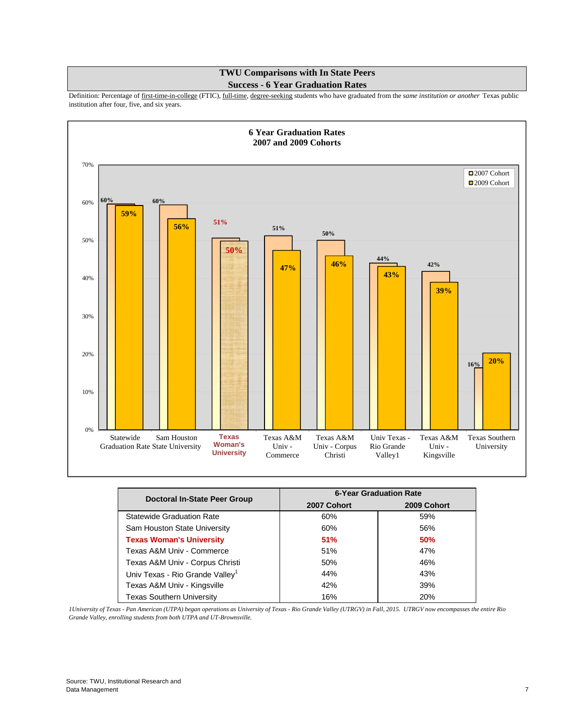# TWU Comparisons with In State Peers

## Success - 6 Year Graduation Rates

Definition: Percentage of first-time-in-college (FTIC), full-time, degree-seeking students who have graduated from the *same institution or another* Texas public institution after four, five, and six years.

### 6 Year Graduation Rates 2007 and 2009 Cohorts

| Institution | 2007 Cohort | 2009 Cohort |
|---|---|---|
| Statewide Graduation Rate | 60% | 59% |
| Sam Houston State University | 60% | 56% |
| **Texas Woman's University** | **51%** | **50%** |
| Texas A&M Univ - Commerce | 51% | 47% |
| Texas A&M Univ - Corpus Christi | 50% | 46% |
| Univ Texas - Rio Grande Valley1 | 44% | 43% |
| Texas A&M Univ - Kingsville | 42% | 39% |
| Texas Southern University | 16% | 20% |

| Doctoral In-State Peer Group | 6-Year Graduation Rate | |
|---|---|---|
| | 2007 Cohort | 2009 Cohort |
| Statewide Graduation Rate | 60% | 59% |
| Sam Houston State University | 60% | 56% |
| **Texas Woman's University** | **51%** | **50%** |
| Texas A&M Univ - Commerce | 51% | 47% |
| Texas A&M Univ - Corpus Christi | 50% | 46% |
| Univ Texas - Rio Grande Valley[1] | 44% | 43% |
| Texas A&M Univ - Kingsville | 42% | 39% |
| Texas Southern University | 16% | 20% |

*1University of Texas - Pan American (UTPA) began operations as University of Texas - Rio Grande Valley (UTRGV) in Fall, 2015. UTRGV now encompasses the entire Rio Grande Valley, enrolling students from both UTPA and UT-Brownsville.*

Source: TWU, Institutional Research and Data Management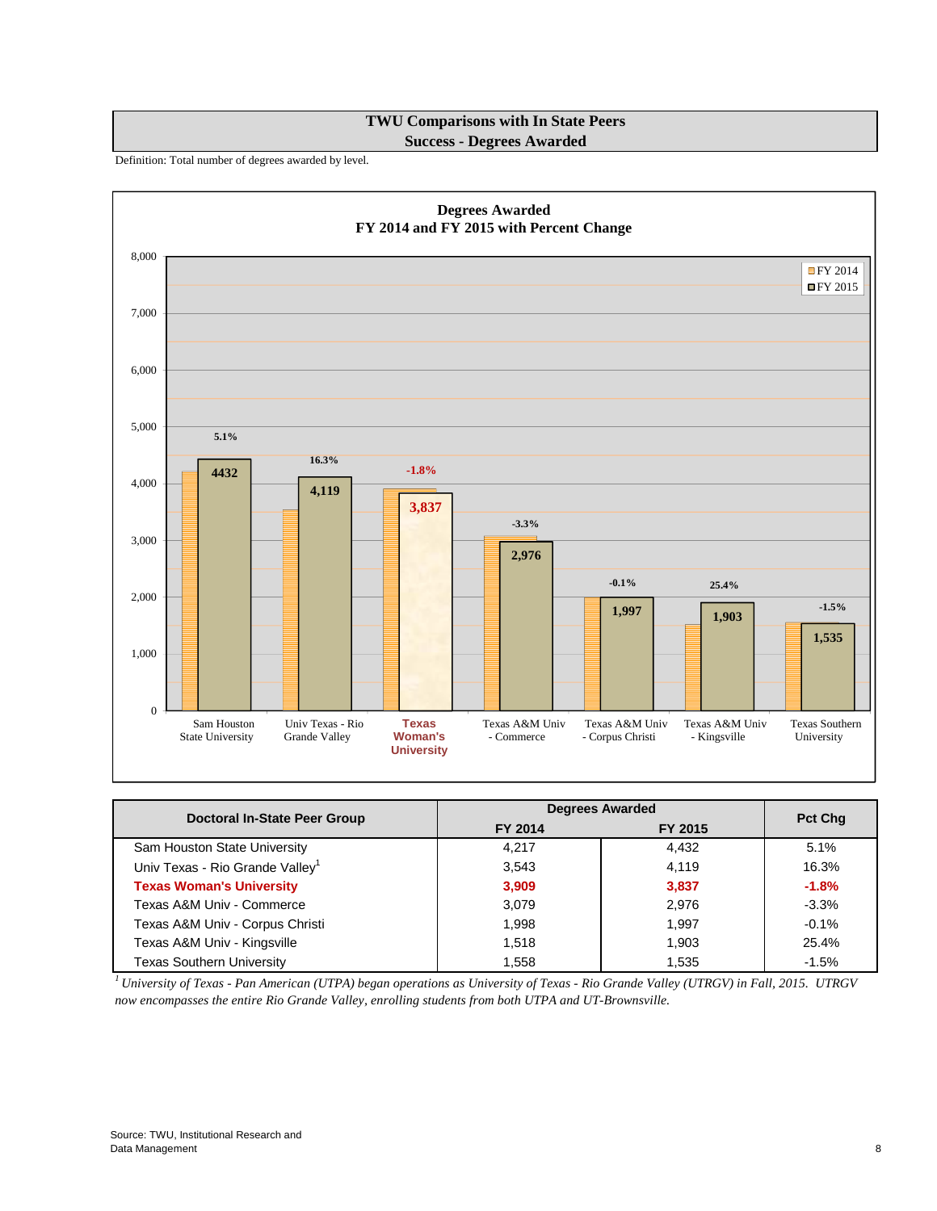## TWU Comparisons with In State Peers
## Success - Degrees Awarded

Definition: Total number of degrees awarded by level.

**Degrees Awarded**
**FY 2014 and FY 2015 with Percent Change**

| Doctoral In-State Peer Group | Degrees Awarded | | Pct Chg |
|---|---|---|---|
| | FY 2014 | FY 2015 | |
| Sam Houston State University | 4,217 | 4,432 | 5.1% |
| Univ Texas - Rio Grande Valley[1] | 3,543 | 4,119 | 16.3% |
| **Texas Woman's University** | **3,909** | **3,837** | **-1.8%** |
| Texas A&M Univ - Commerce | 3,079 | 2,976 | -3.3% |
| Texas A&M Univ - Corpus Christi | 1,998 | 1,997 | -0.1% |
| Texas A&M Univ - Kingsville | 1,518 | 1,903 | 25.4% |
| Texas Southern University | 1,558 | 1,535 | -1.5% |

*[1] University of Texas - Pan American (UTPA) began operations as University of Texas - Rio Grande Valley (UTRGV) in Fall, 2015. UTRGV now encompasses the entire Rio Grande Valley, enrolling students from both UTPA and UT-Brownsville.*

Source: TWU, Institutional Research and Data Management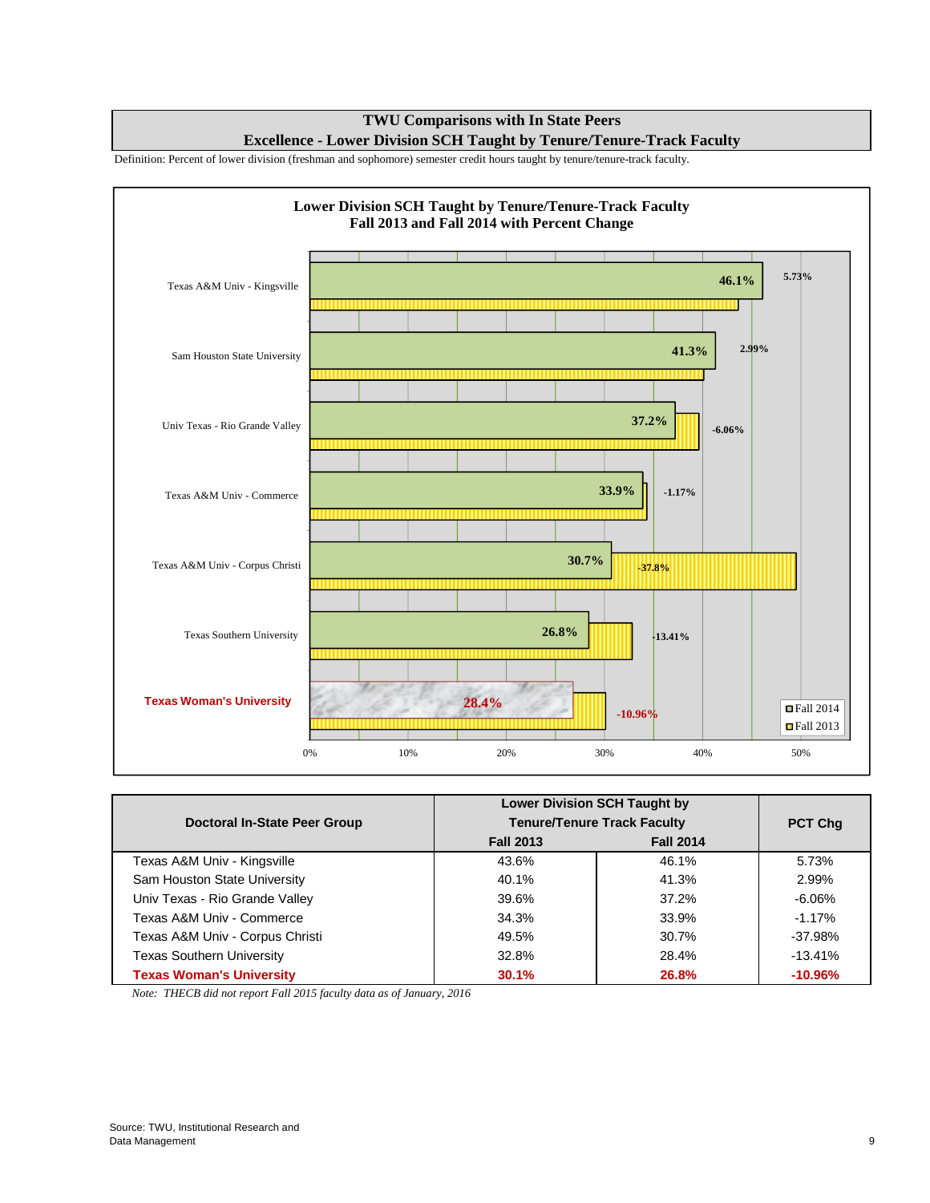# TWU Comparisons with In State Peers

## Excellence - Lower Division SCH Taught by Tenure/Tenure-Track Faculty

Definition: Percent of lower division (freshman and sophomore) semester credit hours taught by tenure/tenure-track faculty.

**Lower Division SCH Taught by Tenure/Tenure-Track Faculty**
**Fall 2013 and Fall 2014 with Percent Change**

| Institution | Fall 2014 | Pct Change |
|---|---|---|
| Texas A&M Univ - Kingsville | 46.1% | 5.73% |
| Sam Houston State University | 41.3% | 2.99% |
| Univ Texas - Rio Grande Valley | 37.2% | -6.06% |
| Texas A&M Univ - Commerce | 33.9% | -1.17% |
| Texas A&M Univ - Corpus Christi | 30.7% | -37.8% |
| Texas Southern University | 26.8% | -13.41% |
| **Texas Woman's University** | **28.4%** | **-10.96%** |

| Doctoral In-State Peer Group | Lower Division SCH Taught by Tenure/Tenure Track Faculty | | PCT Chg |
|---|---|---|---|
| | Fall 2013 | Fall 2014 | |
| Texas A&M Univ - Kingsville | 43.6% | 46.1% | 5.73% |
| Sam Houston State University | 40.1% | 41.3% | 2.99% |
| Univ Texas - Rio Grande Valley | 39.6% | 37.2% | -6.06% |
| Texas A&M Univ - Commerce | 34.3% | 33.9% | -1.17% |
| Texas A&M Univ - Corpus Christi | 49.5% | 30.7% | -37.98% |
| Texas Southern University | 32.8% | 28.4% | -13.41% |
| **Texas Woman's University** | **30.1%** | **26.8%** | **-10.96%** |

*Note: THECB did not report Fall 2015 faculty data as of January, 2016*

Source: TWU, Institutional Research and Data Management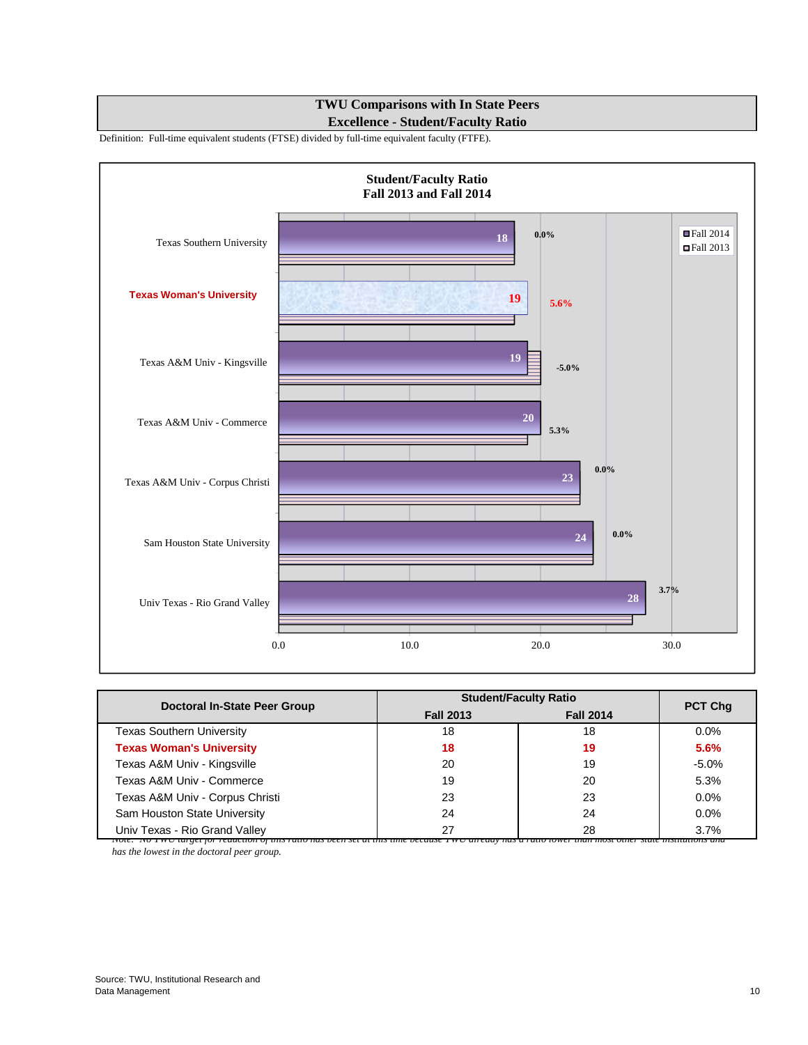# TWU Comparisons with In State Peers
## Excellence - Student/Faculty Ratio

Definition: Full-time equivalent students (FTSE) divided by full-time equivalent faculty (FTFE).

**Student/Faculty Ratio**
**Fall 2013 and Fall 2014**

| Institution | Fall 2014 | PCT Chg |
|---|---|---|
| Texas Southern University | 18 | 0.0% |
| **Texas Woman's University** | **19** | **5.6%** |
| Texas A&M Univ - Kingsville | 19 | -5.0% |
| Texas A&M Univ - Commerce | 20 | 5.3% |
| Texas A&M Univ - Corpus Christi | 23 | 0.0% |
| Sam Houston State University | 24 | 0.0% |
| Univ Texas - Rio Grand Valley | 28 | 3.7% |

| Doctoral In-State Peer Group | Student/Faculty Ratio | | PCT Chg |
|---|---|---|---|
| | Fall 2013 | Fall 2014 | |
| Texas Southern University | 18 | 18 | 0.0% |
| **Texas Woman's University** | **18** | **19** | **5.6%** |
| Texas A&M Univ - Kingsville | 20 | 19 | -5.0% |
| Texas A&M Univ - Commerce | 19 | 20 | 5.3% |
| Texas A&M Univ - Corpus Christi | 23 | 23 | 0.0% |
| Sam Houston State University | 24 | 24 | 0.0% |
| Univ Texas - Rio Grand Valley | 27 | 28 | 3.7% |

*Note: No TWU target for reduction of this ratio has been set at this time because TWU already has a ratio lower than most other state institutions and has the lowest in the doctoral peer group.*

Source: TWU, Institutional Research and Data Management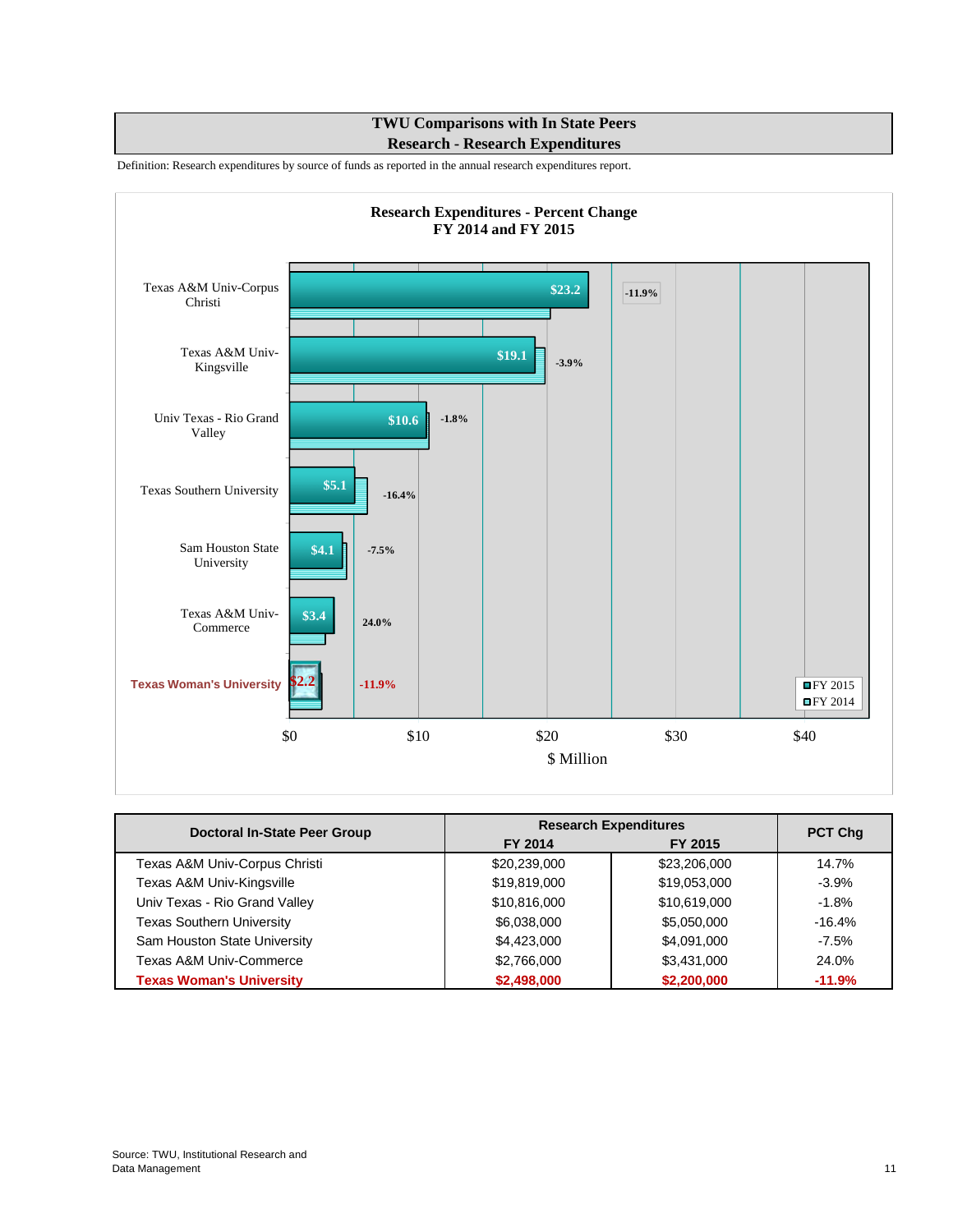## TWU Comparisons with In State Peers
## Research - Research Expenditures

Definition: Research expenditures by source of funds as reported in the annual research expenditures report.

**Research Expenditures - Percent Change**
**FY 2014 and FY 2015**

| Institution | FY 2015 ($ Million) | Percent Change |
|---|---|---|
| Texas A&M Univ-Corpus Christi | $23.2 | -11.9% |
| Texas A&M Univ-Kingsville | $19.1 | -3.9% |
| Univ Texas - Rio Grand Valley | $10.6 | -1.8% |
| Texas Southern University | $5.1 | -16.4% |
| Sam Houston State University | $4.1 | -7.5% |
| Texas A&M Univ-Commerce | $3.4 | 24.0% |
| Texas Woman's University | $2.2 | -11.9% |

$ Million (FY 2015, FY 2014)

| Doctoral In-State Peer Group | Research Expenditures | | PCT Chg |
|---|---|---|---|
| | FY 2014 | FY 2015 | |
| Texas A&M Univ-Corpus Christi | $20,239,000 | $23,206,000 | 14.7% |
| Texas A&M Univ-Kingsville | $19,819,000 | $19,053,000 | -3.9% |
| Univ Texas - Rio Grand Valley | $10,816,000 | $10,619,000 | -1.8% |
| Texas Southern University | $6,038,000 | $5,050,000 | -16.4% |
| Sam Houston State University | $4,423,000 | $4,091,000 | -7.5% |
| Texas A&M Univ-Commerce | $2,766,000 | $3,431,000 | 24.0% |
| **Texas Woman's University** | **$2,498,000** | **$2,200,000** | **-11.9%** |

Source: TWU, Institutional Research and Data Management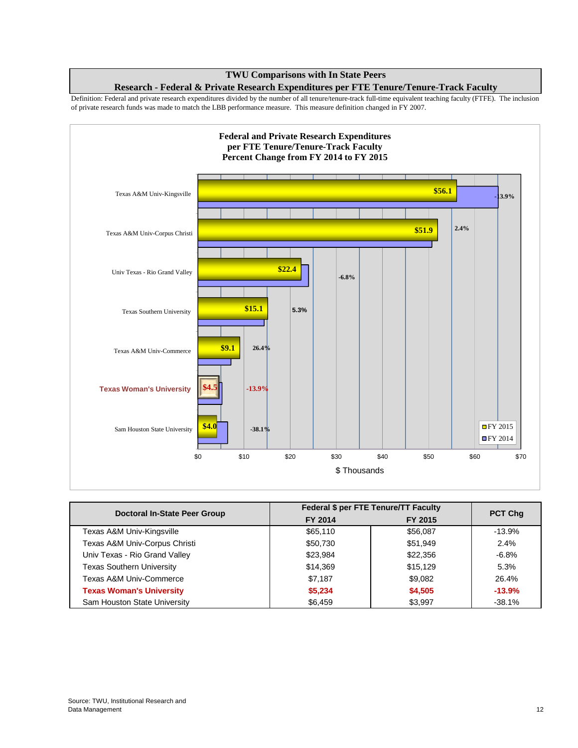## TWU Comparisons with In State Peers
## Research - Federal & Private Research Expenditures per FTE Tenure/Tenure-Track Faculty

Definition: Federal and private research expenditures divided by the number of all tenure/tenure-track full-time equivalent teaching faculty (FTFE). The inclusion of private research funds was made to match the LBB performance measure. This measure definition changed in FY 2007.

**Federal and Private Research Expenditures per FTE Tenure/Tenure-Track Faculty Percent Change from FY 2014 to FY 2015**

| Institution | FY 2015 ($ Thousands) | Percent Change |
|---|---|---|
| Texas A&M Univ-Kingsville | $56.1 | -13.9% |
| Texas A&M Univ-Corpus Christi | $51.9 | 2.4% |
| Univ Texas - Rio Grand Valley | $22.4 | -6.8% |
| Texas Southern University | $15.1 | 5.3% |
| Texas A&M Univ-Commerce | $9.1 | 26.4% |
| **Texas Woman's University** | **$4.5** | **-13.9%** |
| Sam Houston State University | $4.0 | -38.1% |

| Doctoral In-State Peer Group | Federal $ per FTE Tenure/TT Faculty | | PCT Chg |
|---|---|---|---|
| | FY 2014 | FY 2015 | |
| Texas A&M Univ-Kingsville | $65,110 | $56,087 | -13.9% |
| Texas A&M Univ-Corpus Christi | $50,730 | $51,949 | 2.4% |
| Univ Texas - Rio Grand Valley | $23,984 | $22,356 | -6.8% |
| Texas Southern University | $14,369 | $15,129 | 5.3% |
| Texas A&M Univ-Commerce | $7,187 | $9,082 | 26.4% |
| **Texas Woman's University** | **$5,234** | **$4,505** | **-13.9%** |
| Sam Houston State University | $6,459 | $3,997 | -38.1% |

Source: TWU, Institutional Research and Data Management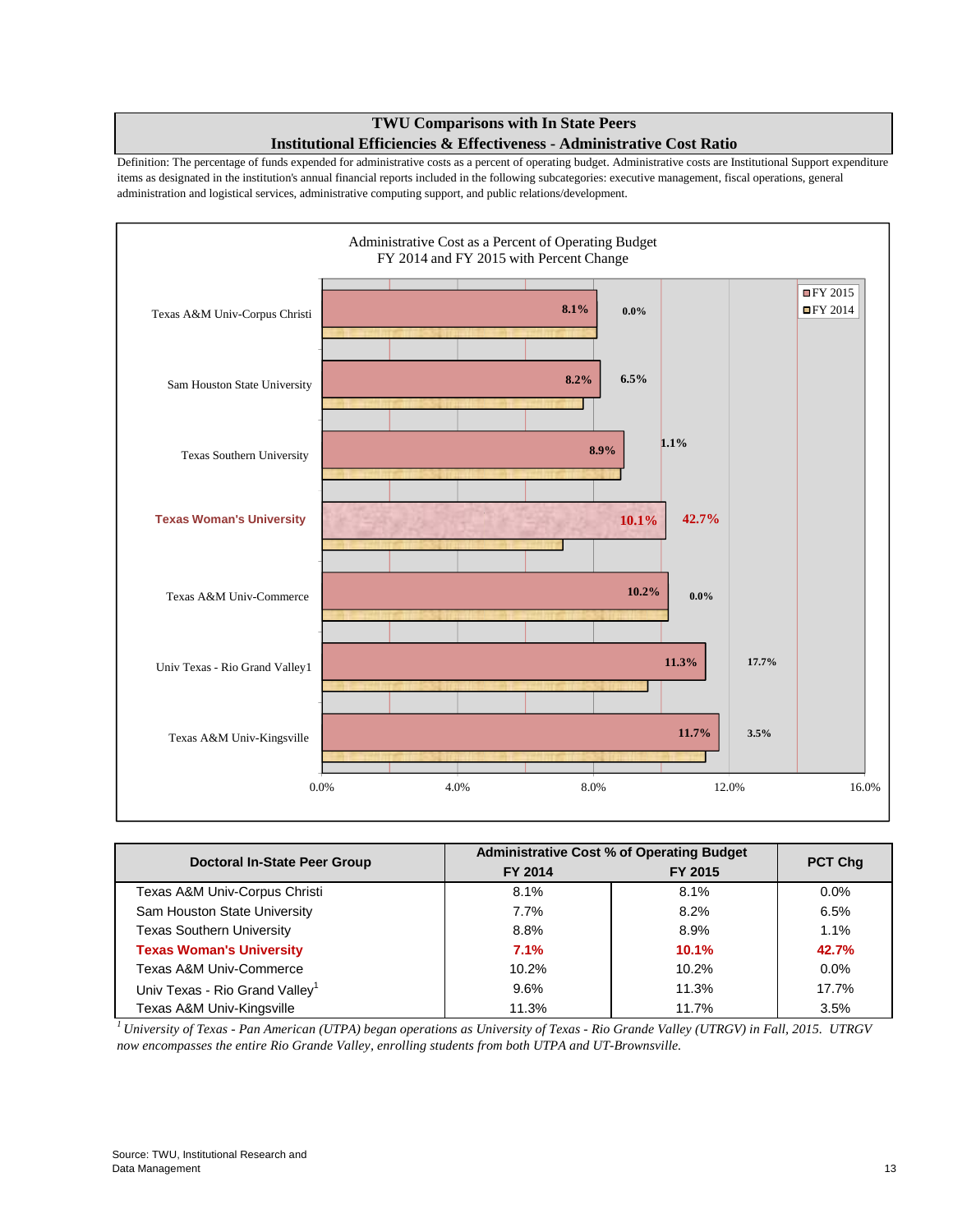# TWU Comparisons with In State Peers
## Institutional Efficiencies & Effectiveness - Administrative Cost Ratio

Definition: The percentage of funds expended for administrative costs as a percent of operating budget. Administrative costs are Institutional Support expenditure items as designated in the institution's annual financial reports included in the following subcategories: executive management, fiscal operations, general administration and logistical services, administrative computing support, and public relations/development.

Administrative Cost as a Percent of Operating Budget
FY 2014 and FY 2015 with Percent Change

FY 2015
FY 2014

Texas A&M Univ-Corpus Christi 8.1% 0.0%
Sam Houston State University 8.2% 6.5%
Texas Southern University 8.9% 1.1%
Texas Woman's University 10.1% 42.7%
Texas A&M Univ-Commerce 10.2% 0.0%
Univ Texas - Rio Grand Valley1 11.3% 17.7%
Texas A&M Univ-Kingsville 11.7% 3.5%

0.0% 4.0% 8.0% 12.0% 16.0%

| Doctoral In-State Peer Group | Administrative Cost % of Operating Budget | | PCT Chg |
|---|---|---|---|
| | FY 2014 | FY 2015 | |
| Texas A&M Univ-Corpus Christi | 8.1% | 8.1% | 0.0% |
| Sam Houston State University | 7.7% | 8.2% | 6.5% |
| Texas Southern University | 8.8% | 8.9% | 1.1% |
| **Texas Woman's University** | **7.1%** | **10.1%** | **42.7%** |
| Texas A&M Univ-Commerce | 10.2% | 10.2% | 0.0% |
| Univ Texas - Rio Grand Valley[1] | 9.6% | 11.3% | 17.7% |
| Texas A&M Univ-Kingsville | 11.3% | 11.7% | 3.5% |

[1] *University of Texas - Pan American (UTPA) began operations as University of Texas - Rio Grande Valley (UTRGV) in Fall, 2015. UTRGV now encompasses the entire Rio Grande Valley, enrolling students from both UTPA and UT-Brownsville.*

Source: TWU, Institutional Research and Data Management